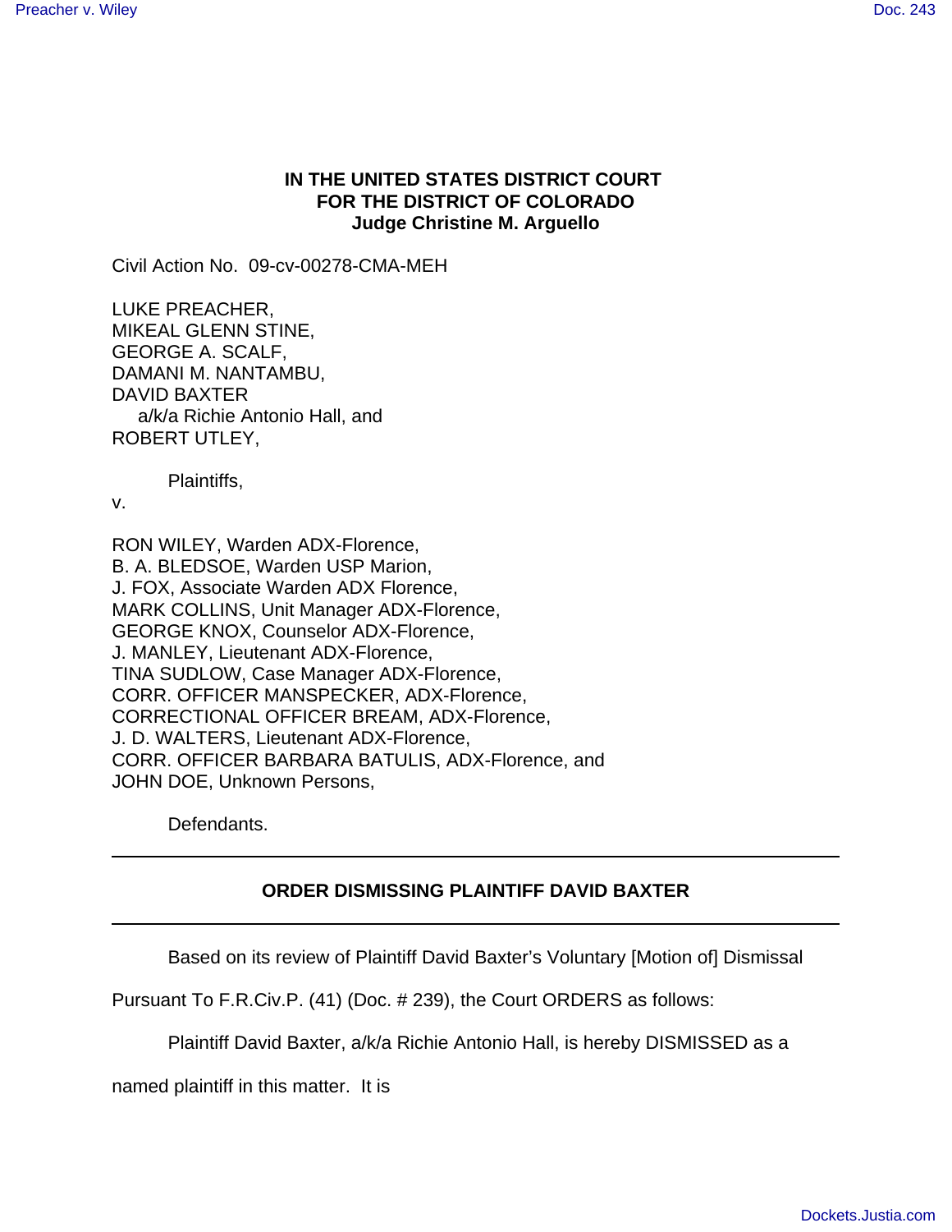**IN THE UNITED STATES DISTRICT COURT**
**FOR THE DISTRICT OF COLORADO**
**Judge Christine M. Arguello**

Civil Action No. 09-cv-00278-CMA-MEH

LUKE PREACHER,
MIKEAL GLENN STINE,
GEORGE A. SCALF,
DAMANI M. NANTAMBU,
DAVID BAXTER
a/k/a Richie Antonio Hall, and
ROBERT UTLEY,

Plaintiffs,

v.

RON WILEY, Warden ADX-Florence,
B. A. BLEDSOE, Warden USP Marion,
J. FOX, Associate Warden ADX Florence,
MARK COLLINS, Unit Manager ADX-Florence,
GEORGE KNOX, Counselor ADX-Florence,
J. MANLEY, Lieutenant ADX-Florence,
TINA SUDLOW, Case Manager ADX-Florence,
CORR. OFFICER MANSPECKER, ADX-Florence,
CORRECTIONAL OFFICER BREAM, ADX-Florence,
J. D. WALTERS, Lieutenant ADX-Florence,
CORR. OFFICER BARBARA BATULIS, ADX-Florence, and
JOHN DOE, Unknown Persons,

Defendants.

---

**ORDER DISMISSING PLAINTIFF DAVID BAXTER**

---

Based on its review of Plaintiff David Baxter's Voluntary [Motion of] Dismissal Pursuant To F.R.Civ.P. (41) (Doc. # 239), the Court ORDERS as follows:

Plaintiff David Baxter, a/k/a Richie Antonio Hall, is hereby DISMISSED as a named plaintiff in this matter. It is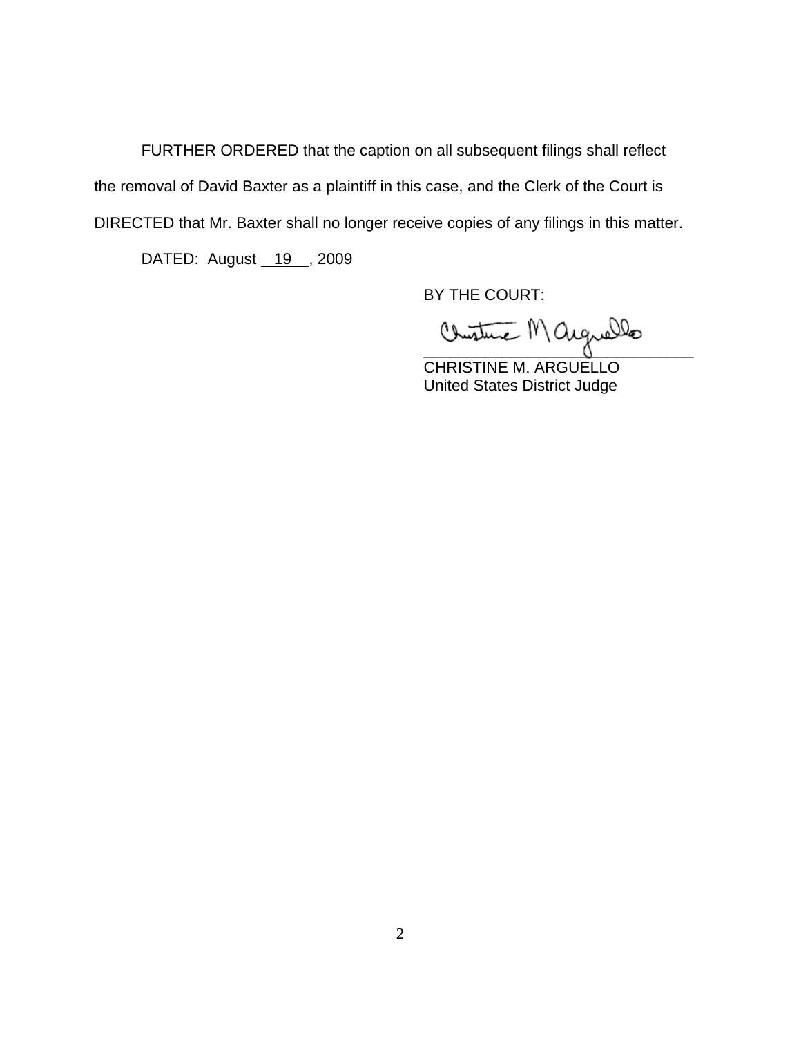FURTHER ORDERED that the caption on all subsequent filings shall reflect the removal of David Baxter as a plaintiff in this case, and the Clerk of the Court is DIRECTED that Mr. Baxter shall no longer receive copies of any filings in this matter.

DATED: August 19, 2009

BY THE COURT:

Christine M Arguello
_______________________________
CHRISTINE M. ARGUELLO
United States District Judge